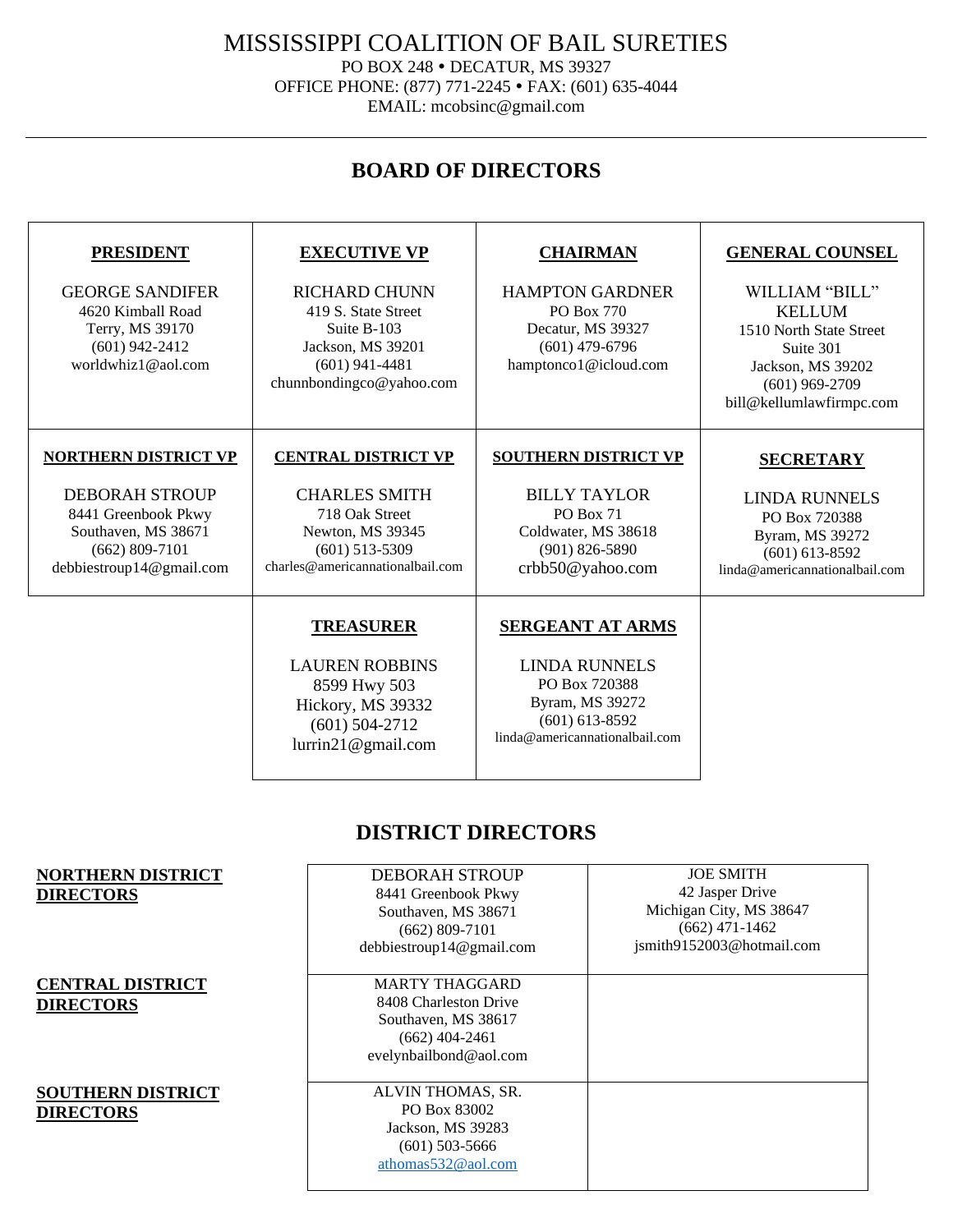# MISSISSIPPI COALITION OF BAIL SURETIES

PO BOX 248 • DECATUR, MS 39327
OFFICE PHONE: (877) 771-2245 • FAX: (601) 635-4044
EMAIL: mcobsinc@gmail.com

---

## BOARD OF DIRECTORS

| **PRESIDENT** | **EXECUTIVE VP** | **CHAIRMAN** | **GENERAL COUNSEL** |
|---|---|---|---|
| GEORGE SANDIFER<br>4620 Kimball Road<br>Terry, MS 39170<br>(601) 942-2412<br>worldwhiz1@aol.com | RICHARD CHUNN<br>419 S. State Street<br>Suite B-103<br>Jackson, MS 39201<br>(601) 941-4481<br>chunnbondingco@yahoo.com | HAMPTON GARDNER<br>PO Box 770<br>Decatur, MS 39327<br>(601) 479-6796<br>hamptonco1@icloud.com | WILLIAM "BILL" KELLUM<br>1510 North State Street<br>Suite 301<br>Jackson, MS 39202<br>(601) 969-2709<br>bill@kellumlawfirmpc.com |
| **NORTHERN DISTRICT VP** | **CENTRAL DISTRICT VP** | **SOUTHERN DISTRICT VP** | **SECRETARY** |
| DEBORAH STROUP<br>8441 Greenbook Pkwy<br>Southaven, MS 38671<br>(662) 809-7101<br>debbiestroup14@gmail.com | CHARLES SMITH<br>718 Oak Street<br>Newton, MS 39345<br>(601) 513-5309<br>charles@americannationalbail.com | BILLY TAYLOR<br>PO Box 71<br>Coldwater, MS 38618<br>(901) 826-5890<br>crbb50@yahoo.com | LINDA RUNNELS<br>PO Box 720388<br>Byram, MS 39272<br>(601) 613-8592<br>linda@americannationalbail.com |
| | **TREASURER** | **SERGEANT AT ARMS** | |
| | LAUREN ROBBINS<br>8599 Hwy 503<br>Hickory, MS 39332<br>(601) 504-2712<br>lurrin21@gmail.com | LINDA RUNNELS<br>PO Box 720388<br>Byram, MS 39272<br>(601) 613-8592<br>linda@americannationalbail.com | |

## DISTRICT DIRECTORS

| District | Director | Director |
|---|---|---|
| **NORTHERN DISTRICT DIRECTORS** | DEBORAH STROUP<br>8441 Greenbook Pkwy<br>Southaven, MS 38671<br>(662) 809-7101<br>debbiestroup14@gmail.com | JOE SMITH<br>42 Jasper Drive<br>Michigan City, MS 38647<br>(662) 471-1462<br>jsmith9152003@hotmail.com |
| **CENTRAL DISTRICT DIRECTORS** | MARTY THAGGARD<br>8408 Charleston Drive<br>Southaven, MS 38617<br>(662) 404-2461<br>evelynbailbond@aol.com | |
| **SOUTHERN DISTRICT DIRECTORS** | ALVIN THOMAS, SR.<br>PO Box 83002<br>Jackson, MS 39283<br>(601) 503-5666<br>athomas532@aol.com | |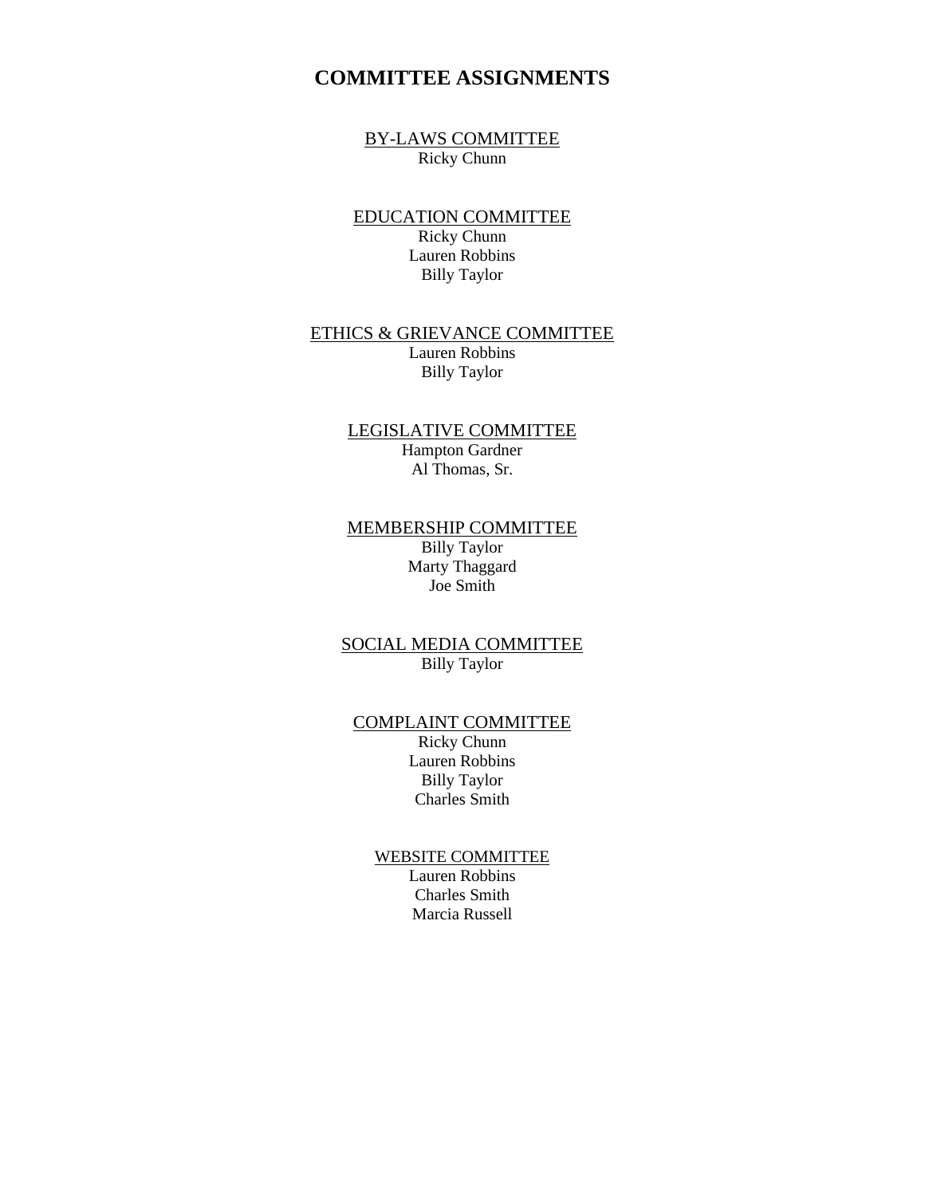# COMMITTEE ASSIGNMENTS

BY-LAWS COMMITTEE
Ricky Chunn

EDUCATION COMMITTEE
Ricky Chunn
Lauren Robbins
Billy Taylor

ETHICS & GRIEVANCE COMMITTEE
Lauren Robbins
Billy Taylor

LEGISLATIVE COMMITTEE
Hampton Gardner
Al Thomas, Sr.

MEMBERSHIP COMMITTEE
Billy Taylor
Marty Thaggard
Joe Smith

SOCIAL MEDIA COMMITTEE
Billy Taylor

COMPLAINT COMMITTEE
Ricky Chunn
Lauren Robbins
Billy Taylor
Charles Smith

WEBSITE COMMITTEE
Lauren Robbins
Charles Smith
Marcia Russell